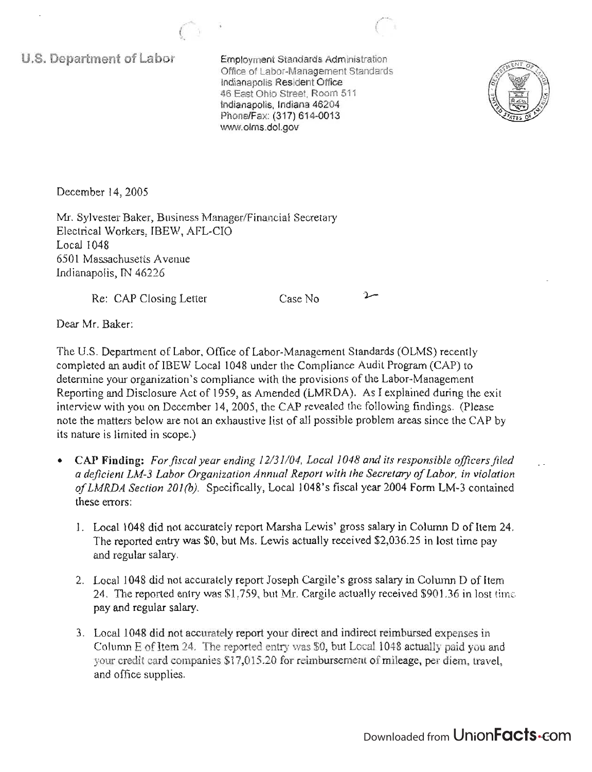U.S. Department of Labor

Employment Standards Administration
Office of Labor-Management Standards
Indianapolis Resident Office
46 East Ohio Street, Room 511
Indianapolis, Indiana 46204
Phone/Fax: (317) 614-0013
www.olms.dol.gov

December 14, 2005

Mr. Sylvester Baker, Business Manager/Financial Secretary
Electrical Workers, IBEW, AFL-CIO
Local 1048
6501 Massachusetts Avenue
Indianapolis, IN 46226

Re: CAP Closing Letter Case No 2-

Dear Mr. Baker:

The U.S. Department of Labor, Office of Labor-Management Standards (OLMS) recently completed an audit of IBEW Local 1048 under the Compliance Audit Program (CAP) to determine your organization's compliance with the provisions of the Labor-Management Reporting and Disclosure Act of 1959, as Amended (LMRDA). As I explained during the exit interview with you on December 14, 2005, the CAP revealed the following findings. (Please note the matters below are not an exhaustive list of all possible problem areas since the CAP by its nature is limited in scope.)

- **CAP Finding:** *For fiscal year ending 12/31/04, Local 1048 and its responsible officers filed a deficient LM-3 Labor Organization Annual Report with the Secretary of Labor, in violation of LMRDA Section 201(b).* Specifically, Local 1048's fiscal year 2004 Form LM-3 contained these errors:

  1. Local 1048 did not accurately report Marsha Lewis' gross salary in Column D of Item 24. The reported entry was $0, but Ms. Lewis actually received $2,036.25 in lost time pay and regular salary.

  2. Local 1048 did not accurately report Joseph Cargile's gross salary in Column D of Item 24. The reported entry was $1,759, but Mr. Cargile actually received $901.36 in lost time pay and regular salary.

  3. Local 1048 did not accurately report your direct and indirect reimbursed expenses in Column E of Item 24. The reported entry was $0, but Local 1048 actually paid you and your credit card companies $17,015.20 for reimbursement of mileage, per diem, travel, and office supplies.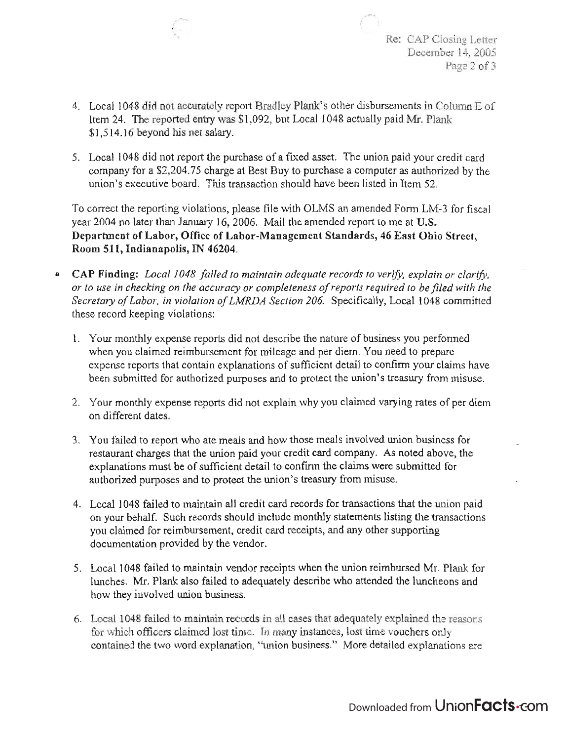4. Local 1048 did not accurately report Bradley Plank's other disbursements in Column E of Item 24. The reported entry was $1,092, but Local 1048 actually paid Mr. Plank $1,514.16 beyond his net salary.

5. Local 1048 did not report the purchase of a fixed asset. The union paid your credit card company for a $2,204.75 charge at Best Buy to purchase a computer as authorized by the union's executive board. This transaction should have been listed in Item 52.

To correct the reporting violations, please file with OLMS an amended Form LM-3 for fiscal year 2004 no later than January 16, 2006. Mail the amended report to me at **U.S. Department of Labor, Office of Labor-Management Standards, 46 East Ohio Street, Room 511, Indianapolis, IN 46204.**

- **CAP Finding:** *Local 1048 failed to maintain adequate records to verify, explain or clarify, or to use in checking on the accuracy or completeness of reports required to be filed with the Secretary of Labor, in violation of LMRDA Section 206.* Specifically, Local 1048 committed these record keeping violations:

  1. Your monthly expense reports did not describe the nature of business you performed when you claimed reimbursement for mileage and per diem. You need to prepare expense reports that contain explanations of sufficient detail to confirm your claims have been submitted for authorized purposes and to protect the union's treasury from misuse.

  2. Your monthly expense reports did not explain why you claimed varying rates of per diem on different dates.

  3. You failed to report who ate meals and how those meals involved union business for restaurant charges that the union paid your credit card company. As noted above, the explanations must be of sufficient detail to confirm the claims were submitted for authorized purposes and to protect the union's treasury from misuse.

  4. Local 1048 failed to maintain all credit card records for transactions that the union paid on your behalf. Such records should include monthly statements listing the transactions you claimed for reimbursement, credit card receipts, and any other supporting documentation provided by the vendor.

  5. Local 1048 failed to maintain vendor receipts when the union reimbursed Mr. Plank for lunches. Mr. Plank also failed to adequately describe who attended the luncheons and how they involved union business.

  6. Local 1048 failed to maintain records in all cases that adequately explained the reasons for which officers claimed lost time. In many instances, lost time vouchers only contained the two word explanation, "union business." More detailed explanations are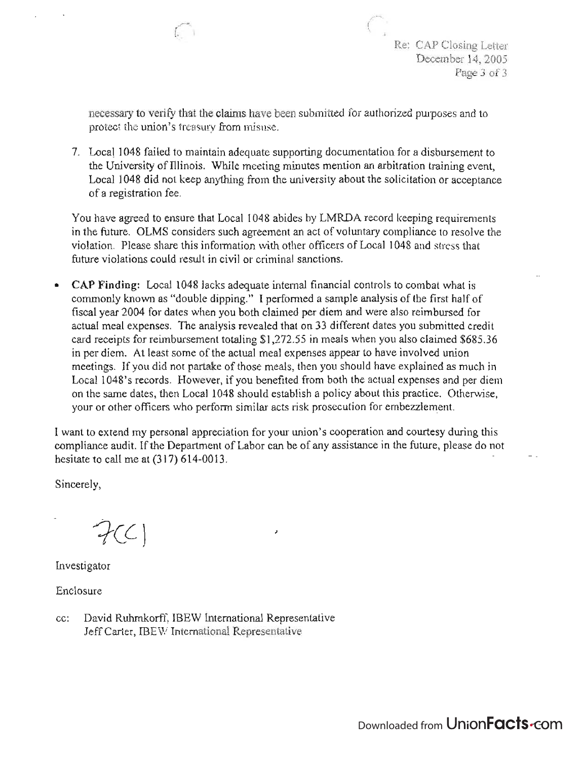necessary to verify that the claims have been submitted for authorized purposes and to protect the union's treasury from misuse.

7. Local 1048 failed to maintain adequate supporting documentation for a disbursement to the University of Illinois. While meeting minutes mention an arbitration training event, Local 1048 did not keep anything from the university about the solicitation or acceptance of a registration fee.

You have agreed to ensure that Local 1048 abides by LMRDA record keeping requirements in the future. OLMS considers such agreement an act of voluntary compliance to resolve the violation. Please share this information with other officers of Local 1048 and stress that future violations could result in civil or criminal sanctions.

- **CAP Finding:** Local 1048 lacks adequate internal financial controls to combat what is commonly known as "double dipping." I performed a sample analysis of the first half of fiscal year 2004 for dates when you both claimed per diem and were also reimbursed for actual meal expenses. The analysis revealed that on 33 different dates you submitted credit card receipts for reimbursement totaling $1,272.55 in meals when you also claimed $685.36 in per diem. At least some of the actual meal expenses appear to have involved union meetings. If you did not partake of those meals, then you should have explained as much in Local 1048's records. However, if you benefited from both the actual expenses and per diem on the same dates, then Local 1048 should establish a policy about this practice. Otherwise, your or other officers who perform similar acts risk prosecution for embezzlement.

I want to extend my personal appreciation for your union's cooperation and courtesy during this compliance audit. If the Department of Labor can be of any assistance in the future, please do not hesitate to call me at (317) 614-0013.

Sincerely,

7(C)

Investigator

Enclosure

cc: David Ruhmkorff, IBEW International Representative
Jeff Carter, IBEW International Representative